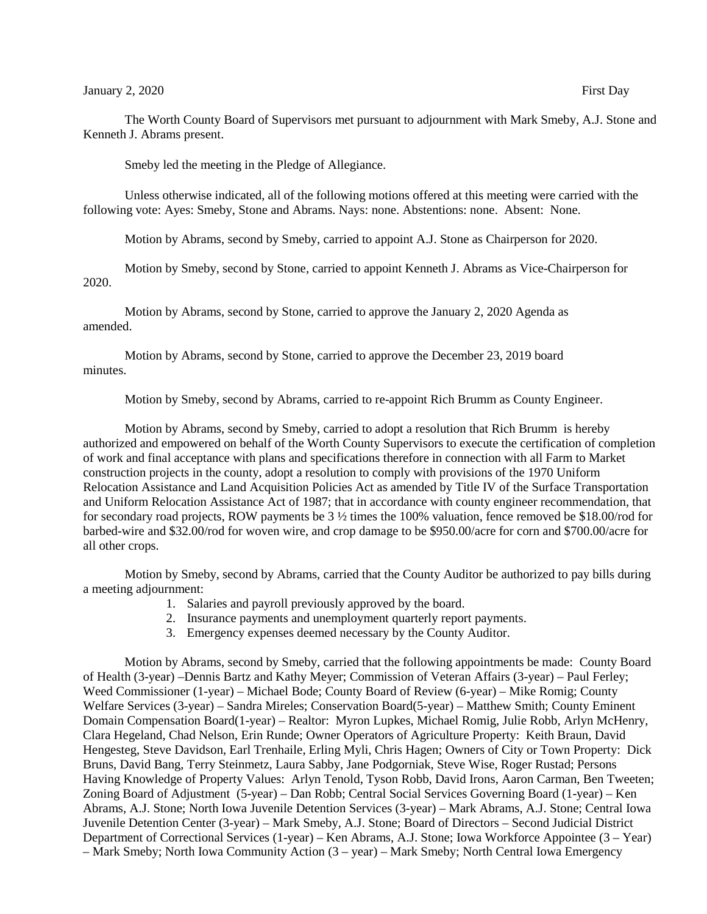January 2, 2020 First Day

The Worth County Board of Supervisors met pursuant to adjournment with Mark Smeby, A.J. Stone and Kenneth J. Abrams present.

Smeby led the meeting in the Pledge of Allegiance.

Unless otherwise indicated, all of the following motions offered at this meeting were carried with the following vote: Ayes: Smeby, Stone and Abrams. Nays: none. Abstentions: none. Absent: None.

Motion by Abrams, second by Smeby, carried to appoint A.J. Stone as Chairperson for 2020.

Motion by Smeby, second by Stone, carried to appoint Kenneth J. Abrams as Vice-Chairperson for 2020.

Motion by Abrams, second by Stone, carried to approve the January 2, 2020 Agenda as amended.

Motion by Abrams, second by Stone, carried to approve the December 23, 2019 board minutes.

Motion by Smeby, second by Abrams, carried to re-appoint Rich Brumm as County Engineer.

Motion by Abrams, second by Smeby, carried to adopt a resolution that Rich Brumm is hereby authorized and empowered on behalf of the Worth County Supervisors to execute the certification of completion of work and final acceptance with plans and specifications therefore in connection with all Farm to Market construction projects in the county, adopt a resolution to comply with provisions of the 1970 Uniform Relocation Assistance and Land Acquisition Policies Act as amended by Title IV of the Surface Transportation and Uniform Relocation Assistance Act of 1987; that in accordance with county engineer recommendation, that for secondary road projects, ROW payments be 3 ½ times the 100% valuation, fence removed be $18.00/rod for barbed-wire and $32.00/rod for woven wire, and crop damage to be $950.00/acre for corn and $700.00/acre for all other crops.

Motion by Smeby, second by Abrams, carried that the County Auditor be authorized to pay bills during a meeting adjournment:

1. Salaries and payroll previously approved by the board.
2. Insurance payments and unemployment quarterly report payments.
3. Emergency expenses deemed necessary by the County Auditor.

Motion by Abrams, second by Smeby, carried that the following appointments be made: County Board of Health (3-year) –Dennis Bartz and Kathy Meyer; Commission of Veteran Affairs (3-year) – Paul Ferley; Weed Commissioner (1-year) – Michael Bode; County Board of Review (6-year) – Mike Romig; County Welfare Services (3-year) – Sandra Mireles; Conservation Board(5-year) – Matthew Smith; County Eminent Domain Compensation Board(1-year) – Realtor: Myron Lupkes, Michael Romig, Julie Robb, Arlyn McHenry, Clara Hegeland, Chad Nelson, Erin Runde; Owner Operators of Agriculture Property: Keith Braun, David Hengesteg, Steve Davidson, Earl Trenhaile, Erling Myli, Chris Hagen; Owners of City or Town Property: Dick Bruns, David Bang, Terry Steinmetz, Laura Sabby, Jane Podgorniak, Steve Wise, Roger Rustad; Persons Having Knowledge of Property Values: Arlyn Tenold, Tyson Robb, David Irons, Aaron Carman, Ben Tweeten; Zoning Board of Adjustment (5-year) – Dan Robb; Central Social Services Governing Board (1-year) – Ken Abrams, A.J. Stone; North Iowa Juvenile Detention Services (3-year) – Mark Abrams, A.J. Stone; Central Iowa Juvenile Detention Center (3-year) – Mark Smeby, A.J. Stone; Board of Directors – Second Judicial District Department of Correctional Services (1-year) – Ken Abrams, A.J. Stone; Iowa Workforce Appointee (3 – Year) – Mark Smeby; North Iowa Community Action (3 – year) – Mark Smeby; North Central Iowa Emergency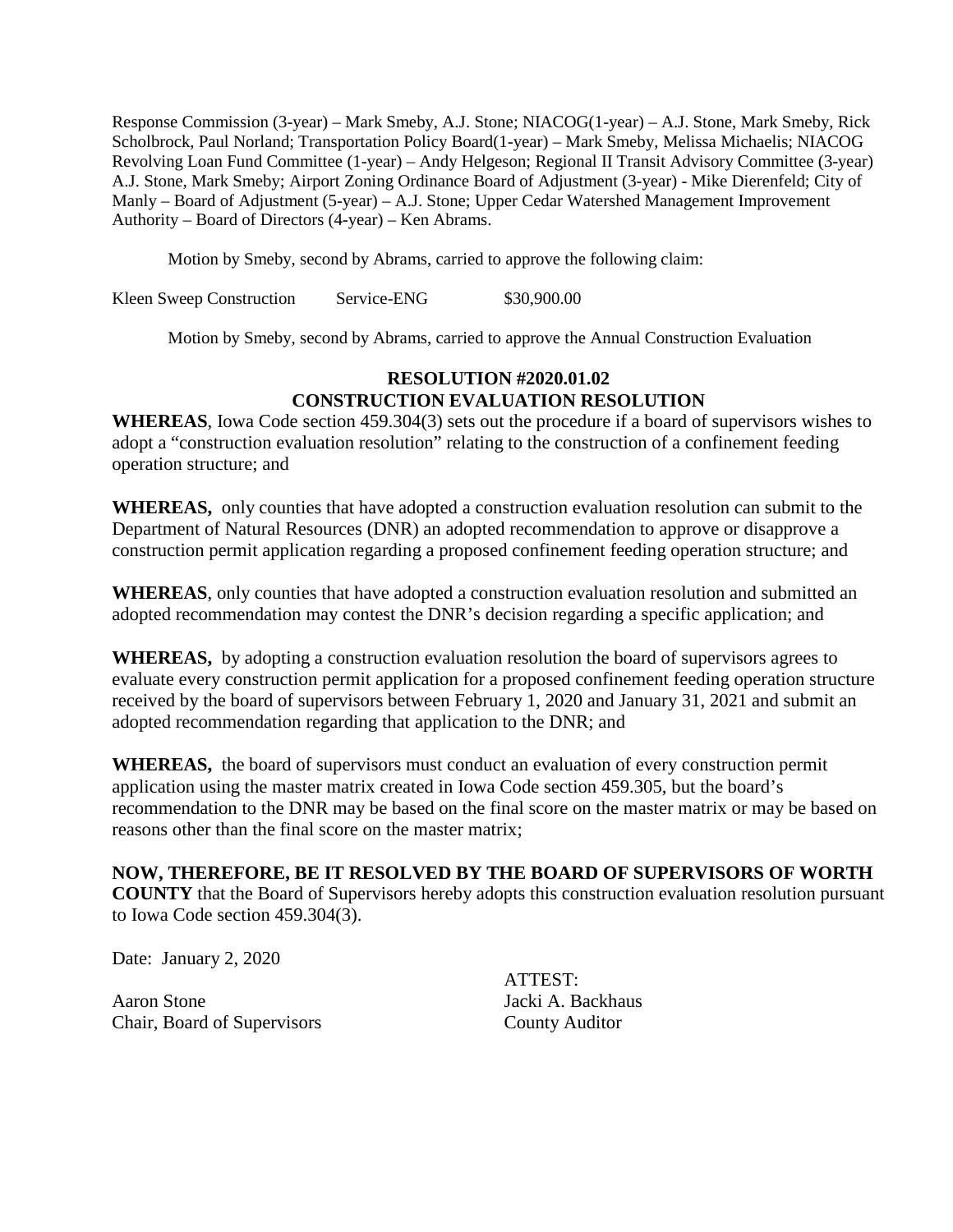Response Commission (3-year) – Mark Smeby, A.J. Stone; NIACOG(1-year) – A.J. Stone, Mark Smeby, Rick Scholbrock, Paul Norland; Transportation Policy Board(1-year) – Mark Smeby, Melissa Michaelis; NIACOG Revolving Loan Fund Committee (1-year) – Andy Helgeson; Regional II Transit Advisory Committee (3-year) A.J. Stone, Mark Smeby; Airport Zoning Ordinance Board of Adjustment (3-year) - Mike Dierenfeld; City of Manly – Board of Adjustment (5-year) – A.J. Stone; Upper Cedar Watershed Management Improvement Authority – Board of Directors (4-year) – Ken Abrams.

Motion by Smeby, second by Abrams, carried to approve the following claim:

| | | |
|---|---|---|
| Kleen Sweep Construction | Service-ENG | $30,900.00 |

Motion by Smeby, second by Abrams, carried to approve the Annual Construction Evaluation

**RESOLUTION #2020.01.02**
**CONSTRUCTION EVALUATION RESOLUTION**

**WHEREAS**, Iowa Code section 459.304(3) sets out the procedure if a board of supervisors wishes to adopt a "construction evaluation resolution" relating to the construction of a confinement feeding operation structure; and

**WHEREAS,** only counties that have adopted a construction evaluation resolution can submit to the Department of Natural Resources (DNR) an adopted recommendation to approve or disapprove a construction permit application regarding a proposed confinement feeding operation structure; and

**WHEREAS**, only counties that have adopted a construction evaluation resolution and submitted an adopted recommendation may contest the DNR's decision regarding a specific application; and

**WHEREAS,** by adopting a construction evaluation resolution the board of supervisors agrees to evaluate every construction permit application for a proposed confinement feeding operation structure received by the board of supervisors between February 1, 2020 and January 31, 2021 and submit an adopted recommendation regarding that application to the DNR; and

**WHEREAS,** the board of supervisors must conduct an evaluation of every construction permit application using the master matrix created in Iowa Code section 459.305, but the board's recommendation to the DNR may be based on the final score on the master matrix or may be based on reasons other than the final score on the master matrix;

**NOW, THEREFORE, BE IT RESOLVED BY THE BOARD OF SUPERVISORS OF WORTH COUNTY** that the Board of Supervisors hereby adopts this construction evaluation resolution pursuant to Iowa Code section 459.304(3).

Date: January 2, 2020

ATTEST:

Aaron Stone
Chair, Board of Supervisors

Jacki A. Backhaus
County Auditor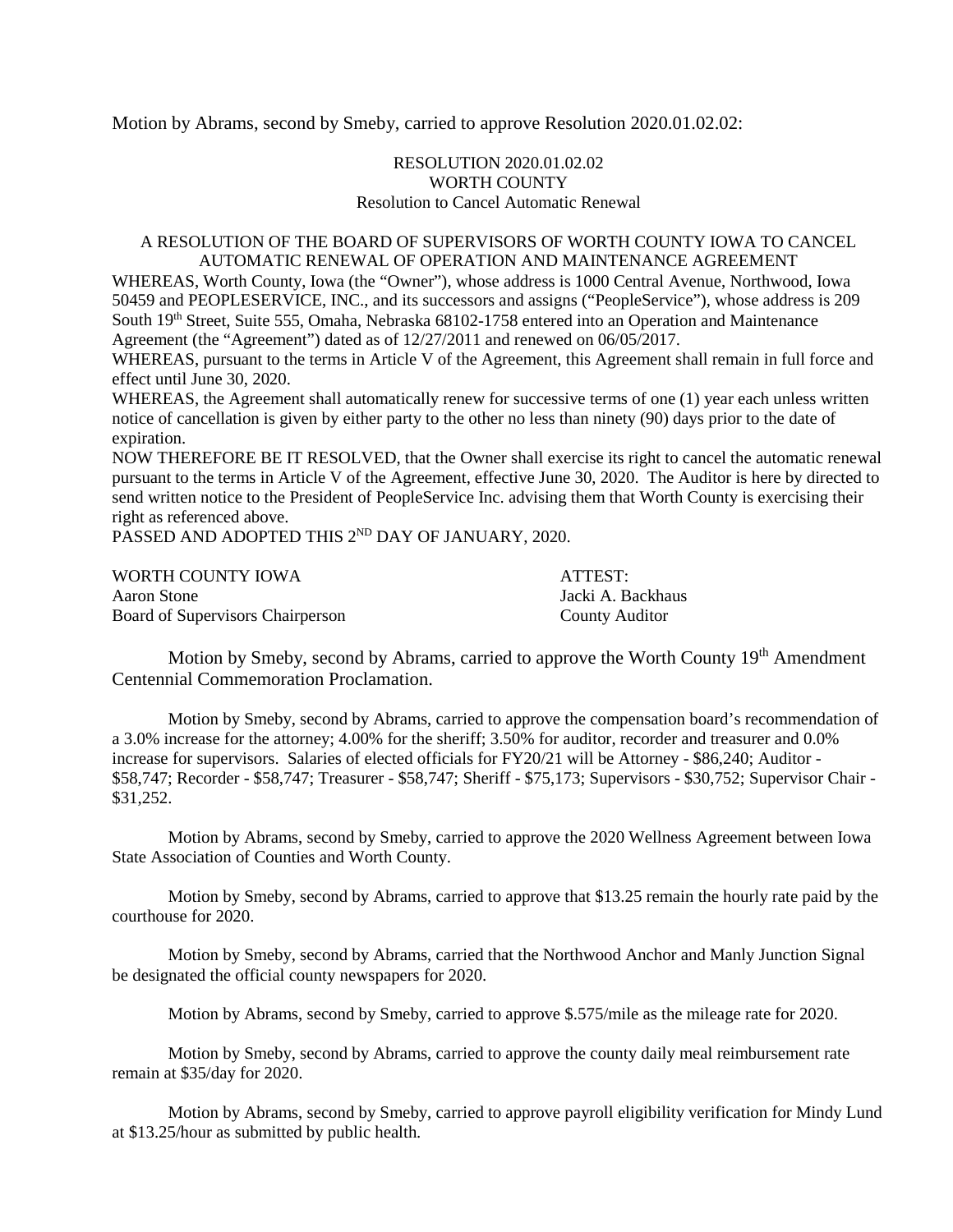Motion by Abrams, second by Smeby, carried to approve Resolution 2020.01.02.02:

RESOLUTION 2020.01.02.02
WORTH COUNTY
Resolution to Cancel Automatic Renewal

A RESOLUTION OF THE BOARD OF SUPERVISORS OF WORTH COUNTY IOWA TO CANCEL AUTOMATIC RENEWAL OF OPERATION AND MAINTENANCE AGREEMENT

WHEREAS, Worth County, Iowa (the "Owner"), whose address is 1000 Central Avenue, Northwood, Iowa 50459 and PEOPLESERVICE, INC., and its successors and assigns ("PeopleService"), whose address is 209 South 19th Street, Suite 555, Omaha, Nebraska 68102-1758 entered into an Operation and Maintenance Agreement (the "Agreement") dated as of 12/27/2011 and renewed on 06/05/2017.

WHEREAS, pursuant to the terms in Article V of the Agreement, this Agreement shall remain in full force and effect until June 30, 2020.

WHEREAS, the Agreement shall automatically renew for successive terms of one (1) year each unless written notice of cancellation is given by either party to the other no less than ninety (90) days prior to the date of expiration.

NOW THEREFORE BE IT RESOLVED, that the Owner shall exercise its right to cancel the automatic renewal pursuant to the terms in Article V of the Agreement, effective June 30, 2020. The Auditor is here by directed to send written notice to the President of PeopleService Inc. advising them that Worth County is exercising their right as referenced above.

PASSED AND ADOPTED THIS 2ND DAY OF JANUARY, 2020.

WORTH COUNTY IOWA
Aaron Stone
Board of Supervisors Chairperson

ATTEST:
Jacki A. Backhaus
County Auditor

Motion by Smeby, second by Abrams, carried to approve the Worth County 19th Amendment Centennial Commemoration Proclamation.

Motion by Smeby, second by Abrams, carried to approve the compensation board's recommendation of a 3.0% increase for the attorney; 4.00% for the sheriff; 3.50% for auditor, recorder and treasurer and 0.0% increase for supervisors. Salaries of elected officials for FY20/21 will be Attorney - $86,240; Auditor - $58,747; Recorder - $58,747; Treasurer - $58,747; Sheriff - $75,173; Supervisors - $30,752; Supervisor Chair - $31,252.

Motion by Abrams, second by Smeby, carried to approve the 2020 Wellness Agreement between Iowa State Association of Counties and Worth County.

Motion by Smeby, second by Abrams, carried to approve that $13.25 remain the hourly rate paid by the courthouse for 2020.

Motion by Smeby, second by Abrams, carried that the Northwood Anchor and Manly Junction Signal be designated the official county newspapers for 2020.

Motion by Abrams, second by Smeby, carried to approve $.575/mile as the mileage rate for 2020.

Motion by Smeby, second by Abrams, carried to approve the county daily meal reimbursement rate remain at $35/day for 2020.

Motion by Abrams, second by Smeby, carried to approve payroll eligibility verification for Mindy Lund at $13.25/hour as submitted by public health.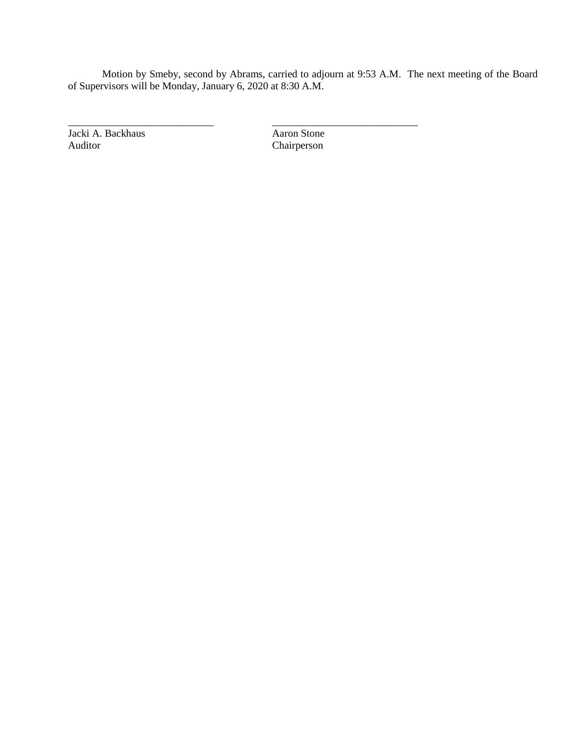Motion by Smeby, second by Abrams, carried to adjourn at 9:53 A.M. The next meeting of the Board of Supervisors will be Monday, January 6, 2020 at 8:30 A.M.

| | |
|---|---|
| ____________________________ | ____________________________ |
| Jacki A. Backhaus | Aaron Stone |
| Auditor | Chairperson |